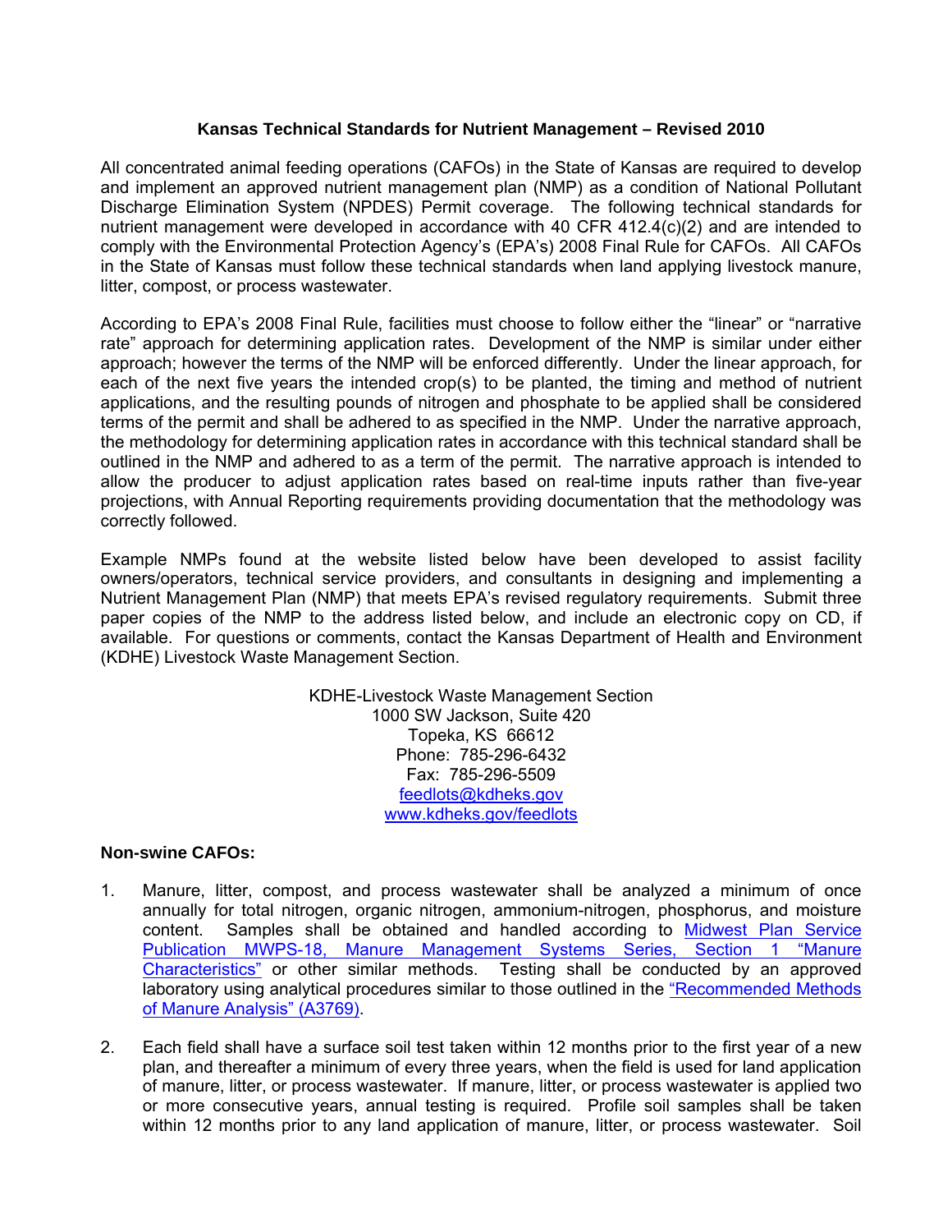# Kansas Technical Standards for Nutrient Management – Revised 2010

All concentrated animal feeding operations (CAFOs) in the State of Kansas are required to develop and implement an approved nutrient management plan (NMP) as a condition of National Pollutant Discharge Elimination System (NPDES) Permit coverage. The following technical standards for nutrient management were developed in accordance with 40 CFR 412.4(c)(2) and are intended to comply with the Environmental Protection Agency's (EPA's) 2008 Final Rule for CAFOs. All CAFOs in the State of Kansas must follow these technical standards when land applying livestock manure, litter, compost, or process wastewater.

According to EPA's 2008 Final Rule, facilities must choose to follow either the "linear" or "narrative rate" approach for determining application rates. Development of the NMP is similar under either approach; however the terms of the NMP will be enforced differently. Under the linear approach, for each of the next five years the intended crop(s) to be planted, the timing and method of nutrient applications, and the resulting pounds of nitrogen and phosphate to be applied shall be considered terms of the permit and shall be adhered to as specified in the NMP. Under the narrative approach, the methodology for determining application rates in accordance with this technical standard shall be outlined in the NMP and adhered to as a term of the permit. The narrative approach is intended to allow the producer to adjust application rates based on real-time inputs rather than five-year projections, with Annual Reporting requirements providing documentation that the methodology was correctly followed.

Example NMPs found at the website listed below have been developed to assist facility owners/operators, technical service providers, and consultants in designing and implementing a Nutrient Management Plan (NMP) that meets EPA's revised regulatory requirements. Submit three paper copies of the NMP to the address listed below, and include an electronic copy on CD, if available. For questions or comments, contact the Kansas Department of Health and Environment (KDHE) Livestock Waste Management Section.

KDHE-Livestock Waste Management Section
1000 SW Jackson, Suite 420
Topeka, KS 66612
Phone: 785-296-6432
Fax: 785-296-5509
feedlots@kdheks.gov
www.kdheks.gov/feedlots

**Non-swine CAFOs:**

1. Manure, litter, compost, and process wastewater shall be analyzed a minimum of once annually for total nitrogen, organic nitrogen, ammonium-nitrogen, phosphorus, and moisture content. Samples shall be obtained and handled according to Midwest Plan Service Publication MWPS-18, Manure Management Systems Series, Section 1 "Manure Characteristics" or other similar methods. Testing shall be conducted by an approved laboratory using analytical procedures similar to those outlined in the "Recommended Methods of Manure Analysis" (A3769).

2. Each field shall have a surface soil test taken within 12 months prior to the first year of a new plan, and thereafter a minimum of every three years, when the field is used for land application of manure, litter, or process wastewater. If manure, litter, or process wastewater is applied two or more consecutive years, annual testing is required. Profile soil samples shall be taken within 12 months prior to any land application of manure, litter, or process wastewater. Soil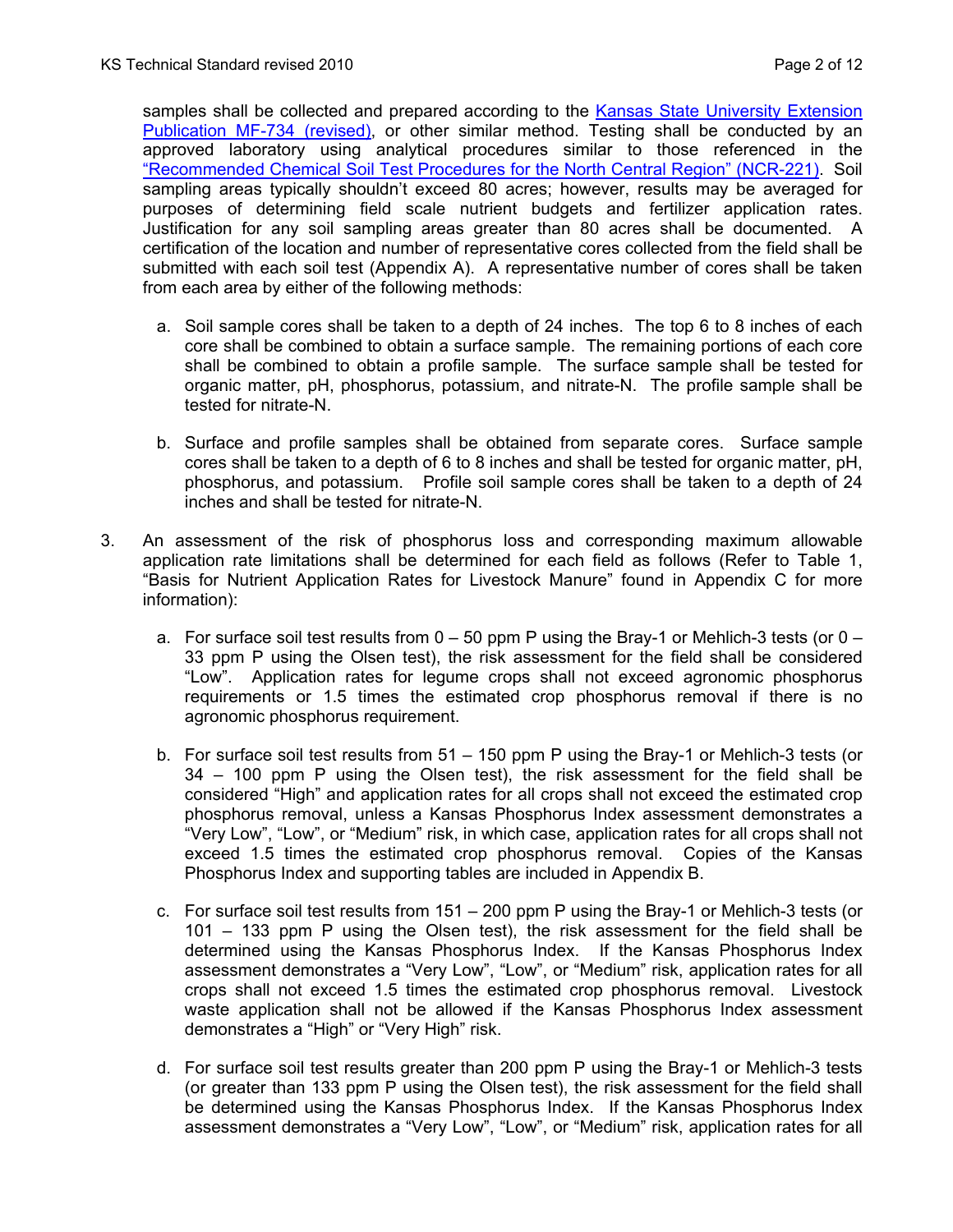samples shall be collected and prepared according to the [Kansas State University Extension Publication MF-734 (revised)](), or other similar method. Testing shall be conducted by an approved laboratory using analytical procedures similar to those referenced in the ["Recommended Chemical Soil Test Procedures for the North Central Region" (NCR-221)](). Soil sampling areas typically shouldn't exceed 80 acres; however, results may be averaged for purposes of determining field scale nutrient budgets and fertilizer application rates. Justification for any soil sampling areas greater than 80 acres shall be documented. A certification of the location and number of representative cores collected from the field shall be submitted with each soil test (Appendix A). A representative number of cores shall be taken from each area by either of the following methods:

   a. Soil sample cores shall be taken to a depth of 24 inches. The top 6 to 8 inches of each core shall be combined to obtain a surface sample. The remaining portions of each core shall be combined to obtain a profile sample. The surface sample shall be tested for organic matter, pH, phosphorus, potassium, and nitrate-N. The profile sample shall be tested for nitrate-N.

   b. Surface and profile samples shall be obtained from separate cores. Surface sample cores shall be taken to a depth of 6 to 8 inches and shall be tested for organic matter, pH, phosphorus, and potassium. Profile soil sample cores shall be taken to a depth of 24 inches and shall be tested for nitrate-N.

3. An assessment of the risk of phosphorus loss and corresponding maximum allowable application rate limitations shall be determined for each field as follows (Refer to Table 1, "Basis for Nutrient Application Rates for Livestock Manure" found in Appendix C for more information):

   a. For surface soil test results from 0 – 50 ppm P using the Bray-1 or Mehlich-3 tests (or 0 – 33 ppm P using the Olsen test), the risk assessment for the field shall be considered "Low". Application rates for legume crops shall not exceed agronomic phosphorus requirements or 1.5 times the estimated crop phosphorus removal if there is no agronomic phosphorus requirement.

   b. For surface soil test results from 51 – 150 ppm P using the Bray-1 or Mehlich-3 tests (or 34 – 100 ppm P using the Olsen test), the risk assessment for the field shall be considered "High" and application rates for all crops shall not exceed the estimated crop phosphorus removal, unless a Kansas Phosphorus Index assessment demonstrates a "Very Low", "Low", or "Medium" risk, in which case, application rates for all crops shall not exceed 1.5 times the estimated crop phosphorus removal. Copies of the Kansas Phosphorus Index and supporting tables are included in Appendix B.

   c. For surface soil test results from 151 – 200 ppm P using the Bray-1 or Mehlich-3 tests (or 101 – 133 ppm P using the Olsen test), the risk assessment for the field shall be determined using the Kansas Phosphorus Index. If the Kansas Phosphorus Index assessment demonstrates a "Very Low", "Low", or "Medium" risk, application rates for all crops shall not exceed 1.5 times the estimated crop phosphorus removal. Livestock waste application shall not be allowed if the Kansas Phosphorus Index assessment demonstrates a "High" or "Very High" risk.

   d. For surface soil test results greater than 200 ppm P using the Bray-1 or Mehlich-3 tests (or greater than 133 ppm P using the Olsen test), the risk assessment for the field shall be determined using the Kansas Phosphorus Index. If the Kansas Phosphorus Index assessment demonstrates a "Very Low", "Low", or "Medium" risk, application rates for all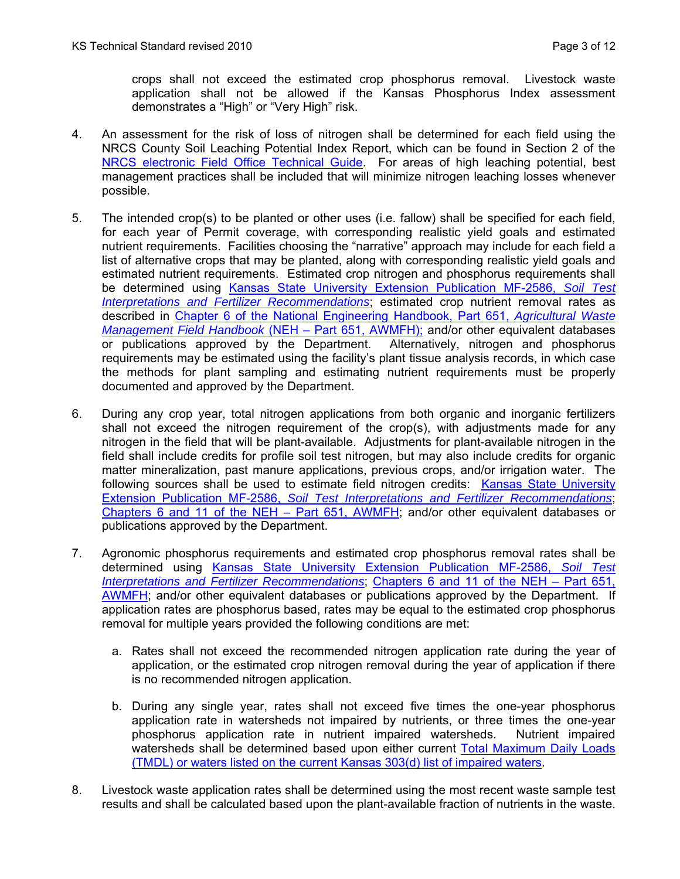crops shall not exceed the estimated crop phosphorus removal. Livestock waste application shall not be allowed if the Kansas Phosphorus Index assessment demonstrates a "High" or "Very High" risk.

4. An assessment for the risk of loss of nitrogen shall be determined for each field using the NRCS County Soil Leaching Potential Index Report, which can be found in Section 2 of the NRCS electronic Field Office Technical Guide. For areas of high leaching potential, best management practices shall be included that will minimize nitrogen leaching losses whenever possible.

5. The intended crop(s) to be planted or other uses (i.e. fallow) shall be specified for each field, for each year of Permit coverage, with corresponding realistic yield goals and estimated nutrient requirements. Facilities choosing the "narrative" approach may include for each field a list of alternative crops that may be planted, along with corresponding realistic yield goals and estimated nutrient requirements. Estimated crop nitrogen and phosphorus requirements shall be determined using Kansas State University Extension Publication MF-2586, *Soil Test Interpretations and Fertilizer Recommendations*; estimated crop nutrient removal rates as described in Chapter 6 of the National Engineering Handbook, Part 651, *Agricultural Waste Management Field Handbook* (NEH – Part 651, AWMFH); and/or other equivalent databases or publications approved by the Department. Alternatively, nitrogen and phosphorus requirements may be estimated using the facility's plant tissue analysis records, in which case the methods for plant sampling and estimating nutrient requirements must be properly documented and approved by the Department.

6. During any crop year, total nitrogen applications from both organic and inorganic fertilizers shall not exceed the nitrogen requirement of the crop(s), with adjustments made for any nitrogen in the field that will be plant-available. Adjustments for plant-available nitrogen in the field shall include credits for profile soil test nitrogen, but may also include credits for organic matter mineralization, past manure applications, previous crops, and/or irrigation water. The following sources shall be used to estimate field nitrogen credits: Kansas State University Extension Publication MF-2586, *Soil Test Interpretations and Fertilizer Recommendations*; Chapters 6 and 11 of the NEH – Part 651, AWMFH; and/or other equivalent databases or publications approved by the Department.

7. Agronomic phosphorus requirements and estimated crop phosphorus removal rates shall be determined using Kansas State University Extension Publication MF-2586, *Soil Test Interpretations and Fertilizer Recommendations*; Chapters 6 and 11 of the NEH – Part 651, AWMFH; and/or other equivalent databases or publications approved by the Department. If application rates are phosphorus based, rates may be equal to the estimated crop phosphorus removal for multiple years provided the following conditions are met:

   a. Rates shall not exceed the recommended nitrogen application rate during the year of application, or the estimated crop nitrogen removal during the year of application if there is no recommended nitrogen application.

   b. During any single year, rates shall not exceed five times the one-year phosphorus application rate in watersheds not impaired by nutrients, or three times the one-year phosphorus application rate in nutrient impaired watersheds. Nutrient impaired watersheds shall be determined based upon either current Total Maximum Daily Loads (TMDL) or waters listed on the current Kansas 303(d) list of impaired waters.

8. Livestock waste application rates shall be determined using the most recent waste sample test results and shall be calculated based upon the plant-available fraction of nutrients in the waste.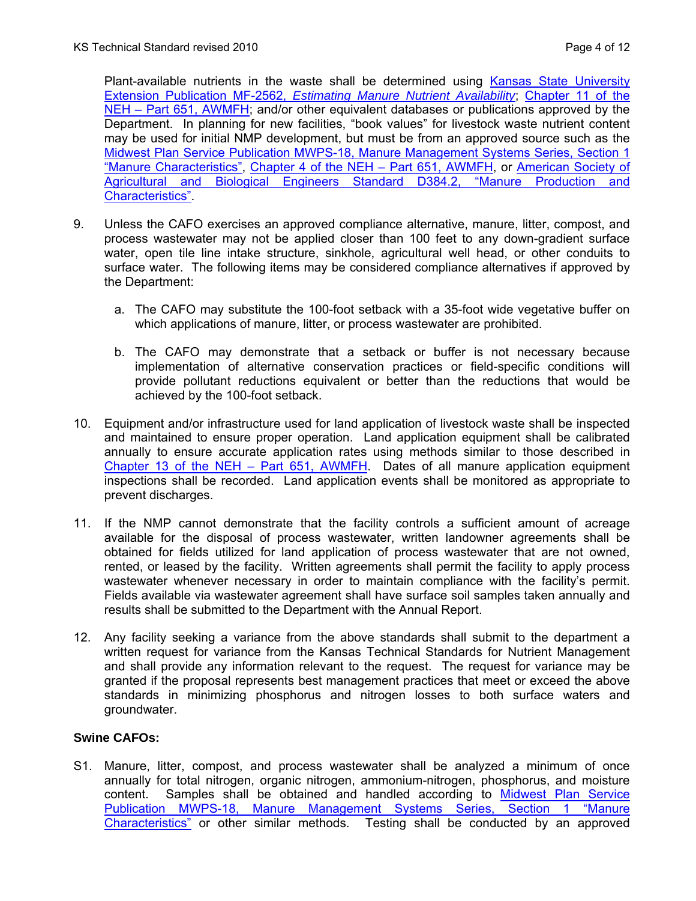Plant-available nutrients in the waste shall be determined using Kansas State University Extension Publication MF-2562, *Estimating Manure Nutrient Availability*; Chapter 11 of the NEH – Part 651, AWMFH; and/or other equivalent databases or publications approved by the Department. In planning for new facilities, "book values" for livestock waste nutrient content may be used for initial NMP development, but must be from an approved source such as the Midwest Plan Service Publication MWPS-18, Manure Management Systems Series, Section 1 "Manure Characteristics", Chapter 4 of the NEH – Part 651, AWMFH, or American Society of Agricultural and Biological Engineers Standard D384.2, "Manure Production and Characteristics".

9. Unless the CAFO exercises an approved compliance alternative, manure, litter, compost, and process wastewater may not be applied closer than 100 feet to any down-gradient surface water, open tile line intake structure, sinkhole, agricultural well head, or other conduits to surface water. The following items may be considered compliance alternatives if approved by the Department:

   a. The CAFO may substitute the 100-foot setback with a 35-foot wide vegetative buffer on which applications of manure, litter, or process wastewater are prohibited.

   b. The CAFO may demonstrate that a setback or buffer is not necessary because implementation of alternative conservation practices or field-specific conditions will provide pollutant reductions equivalent or better than the reductions that would be achieved by the 100-foot setback.

10. Equipment and/or infrastructure used for land application of livestock waste shall be inspected and maintained to ensure proper operation. Land application equipment shall be calibrated annually to ensure accurate application rates using methods similar to those described in Chapter 13 of the NEH – Part 651, AWMFH. Dates of all manure application equipment inspections shall be recorded. Land application events shall be monitored as appropriate to prevent discharges.

11. If the NMP cannot demonstrate that the facility controls a sufficient amount of acreage available for the disposal of process wastewater, written landowner agreements shall be obtained for fields utilized for land application of process wastewater that are not owned, rented, or leased by the facility. Written agreements shall permit the facility to apply process wastewater whenever necessary in order to maintain compliance with the facility's permit. Fields available via wastewater agreement shall have surface soil samples taken annually and results shall be submitted to the Department with the Annual Report.

12. Any facility seeking a variance from the above standards shall submit to the department a written request for variance from the Kansas Technical Standards for Nutrient Management and shall provide any information relevant to the request. The request for variance may be granted if the proposal represents best management practices that meet or exceed the above standards in minimizing phosphorus and nitrogen losses to both surface waters and groundwater.

**Swine CAFOs:**

S1. Manure, litter, compost, and process wastewater shall be analyzed a minimum of once annually for total nitrogen, organic nitrogen, ammonium-nitrogen, phosphorus, and moisture content. Samples shall be obtained and handled according to Midwest Plan Service Publication MWPS-18, Manure Management Systems Series, Section 1 "Manure Characteristics" or other similar methods. Testing shall be conducted by an approved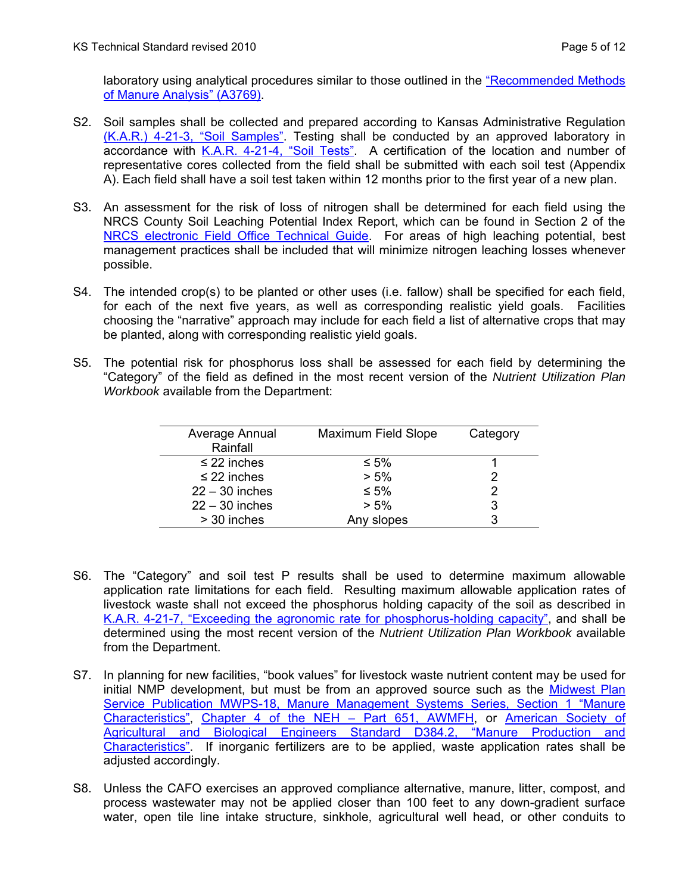laboratory using analytical procedures similar to those outlined in the "Recommended Methods of Manure Analysis" (A3769).

S2. Soil samples shall be collected and prepared according to Kansas Administrative Regulation (K.A.R.) 4-21-3, "Soil Samples". Testing shall be conducted by an approved laboratory in accordance with K.A.R. 4-21-4, "Soil Tests". A certification of the location and number of representative cores collected from the field shall be submitted with each soil test (Appendix A). Each field shall have a soil test taken within 12 months prior to the first year of a new plan.

S3. An assessment for the risk of loss of nitrogen shall be determined for each field using the NRCS County Soil Leaching Potential Index Report, which can be found in Section 2 of the NRCS electronic Field Office Technical Guide. For areas of high leaching potential, best management practices shall be included that will minimize nitrogen leaching losses whenever possible.

S4. The intended crop(s) to be planted or other uses (i.e. fallow) shall be specified for each field, for each of the next five years, as well as corresponding realistic yield goals. Facilities choosing the "narrative" approach may include for each field a list of alternative crops that may be planted, along with corresponding realistic yield goals.

S5. The potential risk for phosphorus loss shall be assessed for each field by determining the "Category" of the field as defined in the most recent version of the *Nutrient Utilization Plan Workbook* available from the Department:

| Average Annual Rainfall | Maximum Field Slope | Category |
|---|---|---|
| ≤ 22 inches | ≤ 5% | 1 |
| ≤ 22 inches | > 5% | 2 |
| 22 – 30 inches | ≤ 5% | 2 |
| 22 – 30 inches | > 5% | 3 |
| > 30 inches | Any slopes | 3 |

S6. The "Category" and soil test P results shall be used to determine maximum allowable application rate limitations for each field. Resulting maximum allowable application rates of livestock waste shall not exceed the phosphorus holding capacity of the soil as described in K.A.R. 4-21-7, "Exceeding the agronomic rate for phosphorus-holding capacity", and shall be determined using the most recent version of the *Nutrient Utilization Plan Workbook* available from the Department.

S7. In planning for new facilities, "book values" for livestock waste nutrient content may be used for initial NMP development, but must be from an approved source such as the Midwest Plan Service Publication MWPS-18, Manure Management Systems Series, Section 1 "Manure Characteristics", Chapter 4 of the NEH – Part 651, AWMFH, or American Society of Agricultural and Biological Engineers Standard D384.2, "Manure Production and Characteristics". If inorganic fertilizers are to be applied, waste application rates shall be adjusted accordingly.

S8. Unless the CAFO exercises an approved compliance alternative, manure, litter, compost, and process wastewater may not be applied closer than 100 feet to any down-gradient surface water, open tile line intake structure, sinkhole, agricultural well head, or other conduits to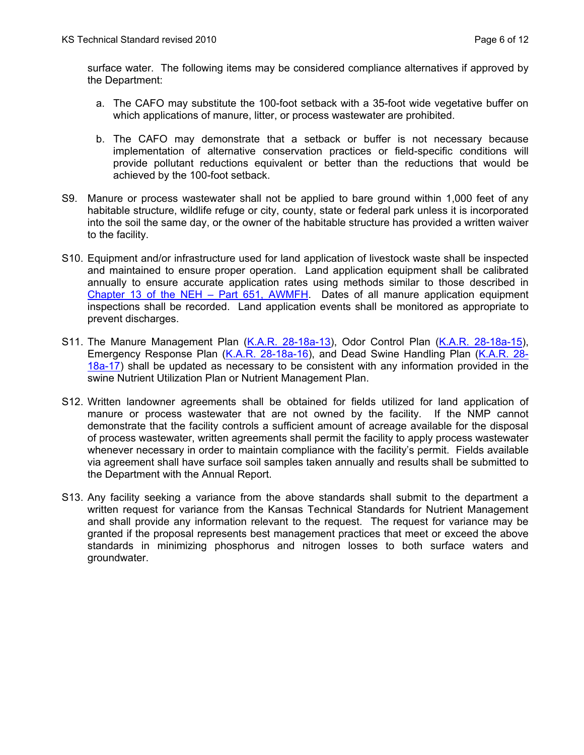surface water. The following items may be considered compliance alternatives if approved by the Department:

a. The CAFO may substitute the 100-foot setback with a 35-foot wide vegetative buffer on which applications of manure, litter, or process wastewater are prohibited.

b. The CAFO may demonstrate that a setback or buffer is not necessary because implementation of alternative conservation practices or field-specific conditions will provide pollutant reductions equivalent or better than the reductions that would be achieved by the 100-foot setback.

S9. Manure or process wastewater shall not be applied to bare ground within 1,000 feet of any habitable structure, wildlife refuge or city, county, state or federal park unless it is incorporated into the soil the same day, or the owner of the habitable structure has provided a written waiver to the facility.

S10. Equipment and/or infrastructure used for land application of livestock waste shall be inspected and maintained to ensure proper operation. Land application equipment shall be calibrated annually to ensure accurate application rates using methods similar to those described in Chapter 13 of the NEH – Part 651, AWMFH. Dates of all manure application equipment inspections shall be recorded. Land application events shall be monitored as appropriate to prevent discharges.

S11. The Manure Management Plan (K.A.R. 28-18a-13), Odor Control Plan (K.A.R. 28-18a-15), Emergency Response Plan (K.A.R. 28-18a-16), and Dead Swine Handling Plan (K.A.R. 28-18a-17) shall be updated as necessary to be consistent with any information provided in the swine Nutrient Utilization Plan or Nutrient Management Plan.

S12. Written landowner agreements shall be obtained for fields utilized for land application of manure or process wastewater that are not owned by the facility. If the NMP cannot demonstrate that the facility controls a sufficient amount of acreage available for the disposal of process wastewater, written agreements shall permit the facility to apply process wastewater whenever necessary in order to maintain compliance with the facility's permit. Fields available via agreement shall have surface soil samples taken annually and results shall be submitted to the Department with the Annual Report.

S13. Any facility seeking a variance from the above standards shall submit to the department a written request for variance from the Kansas Technical Standards for Nutrient Management and shall provide any information relevant to the request. The request for variance may be granted if the proposal represents best management practices that meet or exceed the above standards in minimizing phosphorus and nitrogen losses to both surface waters and groundwater.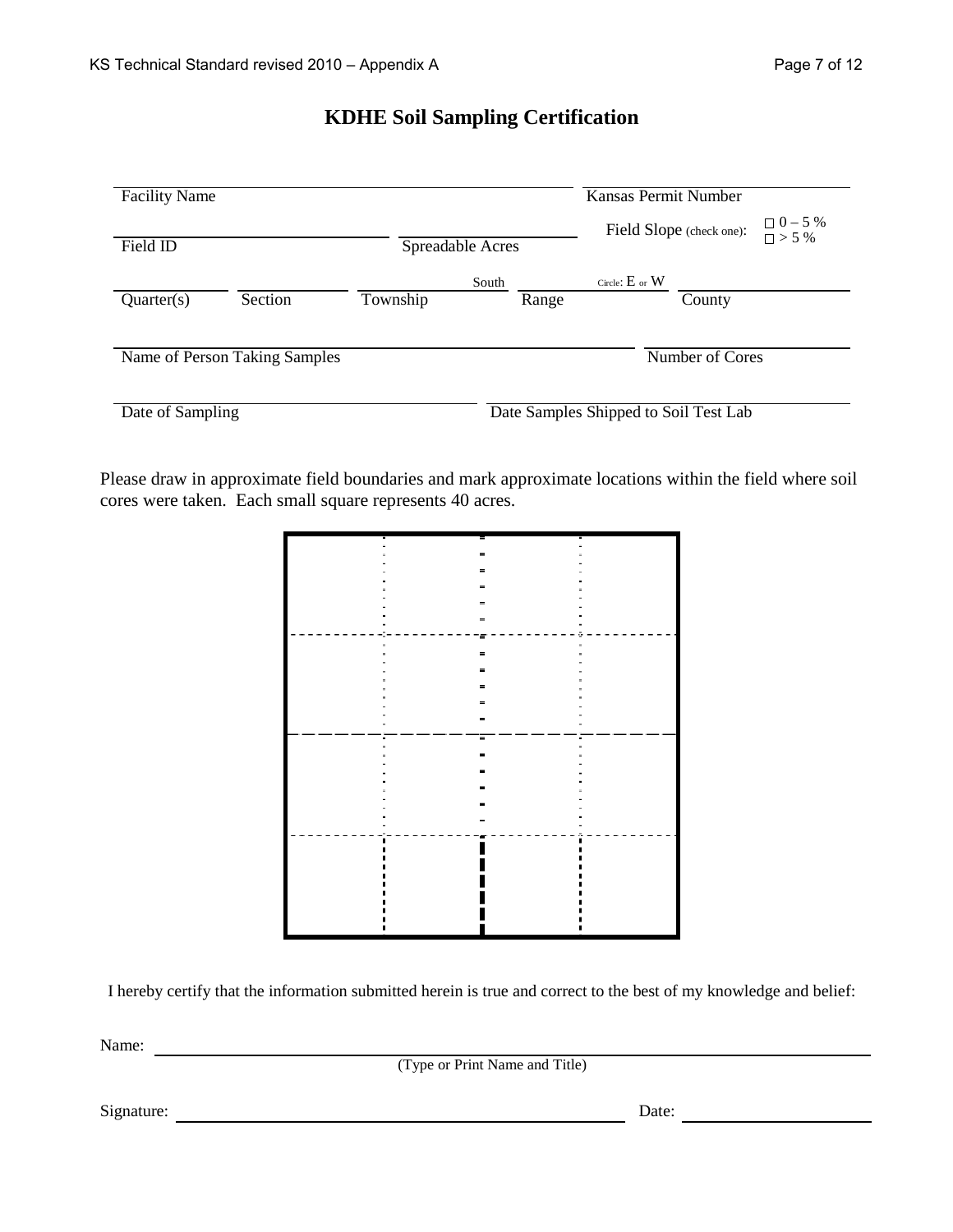# KDHE Soil Sampling Certification

Facility Name ______________________ Kansas Permit Number ______________________

Field ID ______________________ Spreadable Acres ______________________ Field Slope (check one): □ 0 – 5 % □ > 5 %

Quarter(s) ________ Section ________ Township ________ South Range ________ Circle: E or W County ______________________

Name of Person Taking Samples ______________________ Number of Cores ______________________

Date of Sampling ______________________ Date Samples Shipped to Soil Test Lab ______________________

Please draw in approximate field boundaries and mark approximate locations within the field where soil cores were taken. Each small square represents 40 acres.

I hereby certify that the information submitted herein is true and correct to the best of my knowledge and belief:

Name: ______________________
(Type or Print Name and Title)

Signature: ______________________ Date: ______________________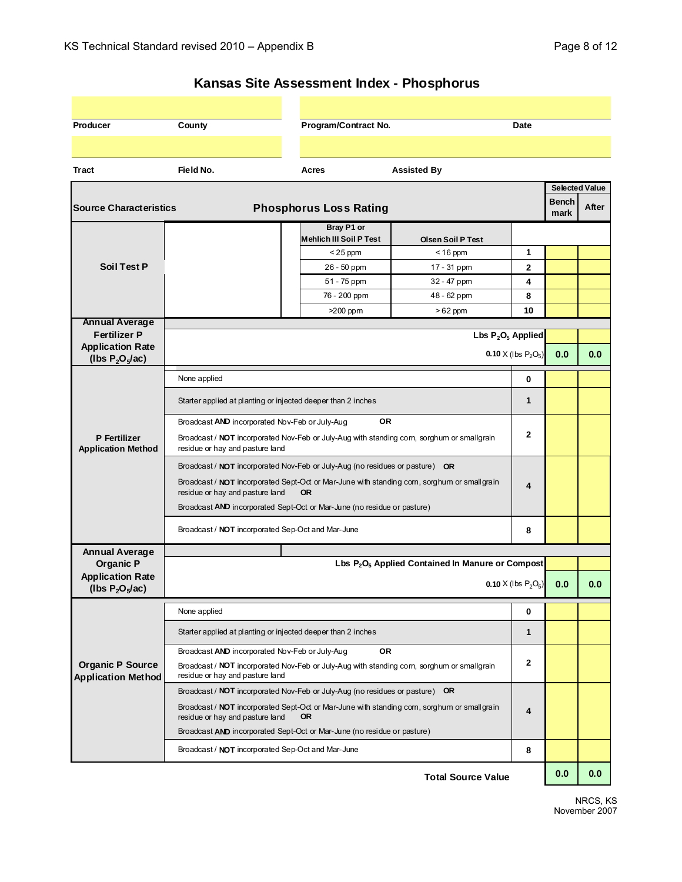## Kansas Site Assessment Index - Phosphorus

| Producer | County | Program/Contract No. | Date |
|---|---|---|---|
| | | | |
| **Tract** | **Field No.** | **Acres** | **Assisted By** |
| | | | |

| Source Characteristics | Phosphorus Loss Rating | | | Selected Value: Bench mark | Selected Value: After |
|---|---|---|---|---|---|
| **Soil Test P** | **Bray P1 or Mehlich III Soil P Test** | **Olsen Soil P Test** | | | |
| | < 25 ppm | < 16 ppm | **1** | | |
| | 26 - 50 ppm | 17 - 31 ppm | **2** | | |
| | 51 - 75 ppm | 32 - 47 ppm | **4** | | |
| | 76 - 200 ppm | 48 - 62 ppm | **8** | | |
| | >200 ppm | > 62 ppm | **10** | | |
| **Annual Average Fertilizer P Application Rate ($lbs\ P_2O_5/ac$)** | | **Lbs $P_2O_5$ Applied** | | | |
| | | **0.10** X ($lbs\ P_2O_5$) | | **0.0** | **0.0** |
| **P Fertilizer Application Method** | None applied | | **0** | | |
| | Starter applied at planting or injected deeper than 2 inches | | **1** | | |
| | Broadcast **AND** incorporated Nov-Feb or July-Aug **OR** Broadcast / **NOT** incorporated Nov-Feb or July-Aug with standing corn, sorghum or smallgrain residue or hay and pasture land | | **2** | | |
| | Broadcast / **NOT** incorporated Nov-Feb or July-Aug (no residues or pasture) **OR** Broadcast / **NOT** incorporated Sept-Oct or Mar-June with standing corn, sorghum or smallgrain residue or hay and pasture land **OR** Broadcast **AND** incorporated Sept-Oct or Mar-June (no residue or pasture) | | **4** | | |
| | Broadcast / **NOT** incorporated Sep-Oct and Mar-June | | **8** | | |
| **Annual Average Organic P Application Rate ($lbs\ P_2O_5/ac$)** | | **Lbs $P_2O_5$ Applied Contained In Manure or Compost** | | | |
| | | **0.10** X ($lbs\ P_2O_5$) | | **0.0** | **0.0** |
| **Organic P Source Application Method** | None applied | | **0** | | |
| | Starter applied at planting or injected deeper than 2 inches | | **1** | | |
| | Broadcast **AND** incorporated Nov-Feb or July-Aug **OR** Broadcast / **NOT** incorporated Nov-Feb or July-Aug with standing corn, sorghum or smallgrain residue or hay and pasture land | | **2** | | |
| | Broadcast / **NOT** incorporated Nov-Feb or July-Aug (no residues or pasture) **OR** Broadcast / **NOT** incorporated Sept-Oct or Mar-June with standing corn, sorghum or smallgrain residue or hay and pasture land **OR** Broadcast **AND** incorporated Sept-Oct or Mar-June (no residue or pasture) | | **4** | | |
| | Broadcast / **NOT** incorporated Sep-Oct and Mar-June | | **8** | | |
| | | **Total Source Value** | | **0.0** | **0.0** |

NRCS, KS
November 2007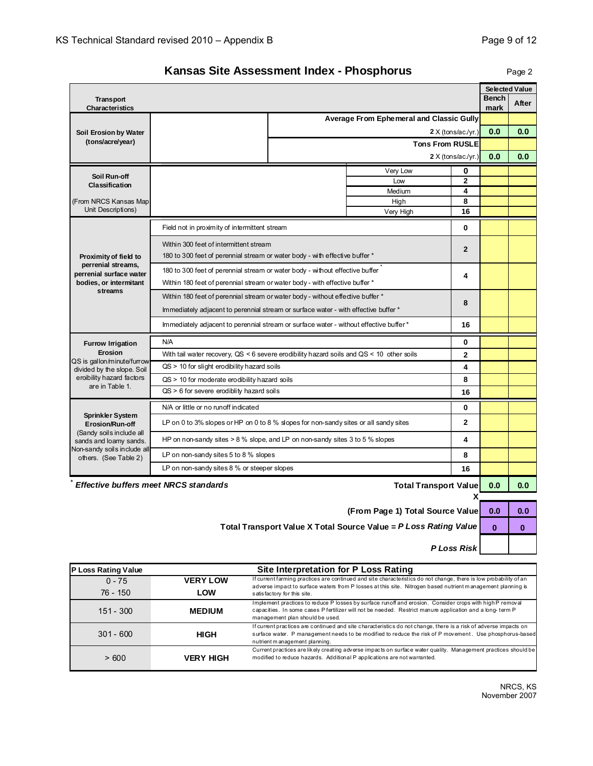# Kansas Site Assessment Index - Phosphorus

Page 2

| Transport Characteristics | | | | Selected Value: Benchmark | Selected Value: After |
|---|---|---|---|---|---|
| Soil Erosion by Water (tons/acre/year) | | Average From Ephemeral and Classic Gully | | | |
| | | 2 X (tons/ac./yr.) | | 0.0 | 0.0 |
| | | Tons From RUSLE | | | |
| | | 2 X (tons/ac./yr.) | | 0.0 | 0.0 |
| Soil Run-off Classification (From NRCS Kansas Map Unit Descriptions) | | Very Low | 0 | | |
| | | Low | 2 | | |
| | | Medium | 4 | | |
| | | High | 8 | | |
| | | Very High | 16 | | |
| Proximity of field to perennial streams, perennial surface water bodies, or intermittant streams | Field not in proximity of intermittent stream | | 0 | | |
| | Within 300 feet of intermittent stream; 180 to 300 feet of perennial stream or water body - with effective buffer * | | 2 | | |
| | 180 to 300 feet of perennial stream or water body - without effective buffer *; Within 180 feet of perennial stream or water body - with effective buffer * | | 4 | | |
| | Within 180 feet of perennial stream or water body - without effective buffer *; Immediately adjacent to perennial stream or surface water - with effective buffer * | | 8 | | |
| | Immediately adjacent to perennial stream or surface water - without effective buffer * | | 16 | | |
| Furrow Irrigation Erosion (QS is gallon/minute/furrow divided by the slope. Soil eroibility hazard factors are in Table 1.) | N/A | | 0 | | |
| | With tail water recovery, QS < 6 severe erodibility hazard soils and QS < 10 other soils | | 2 | | |
| | QS > 10 for slight erodibility hazard soils | | 4 | | |
| | QS > 10 for moderate erodibility hazard soils | | 8 | | |
| | QS > 6 for severe erodiblity hazard soils | | 16 | | |
| Sprinkler System Erosion/Run-off (Sandy soils include all sands and loamy sands. Non-sandy soils include all others. (See Table 2)) | N/A or little or no runoff indicated | | 0 | | |
| | LP on 0 to 3% slopes or HP on 0 to 8 % slopes for non-sandy sites or all sandy sites | | 2 | | |
| | HP on non-sandy sites > 8 % slope, and LP on non-sandy sites 3 to 5 % slopes | | 4 | | |
| | LP on non-sandy sites 5 to 8 % slopes | | 8 | | |
| | LP on non-sandy sites 8 % or steeper slopes | | 16 | | |

* ***Effective buffers meet NRCS standards***

| | Benchmark | After |
|---|---|---|
| **Total Transport Value** | 0.0 | 0.0 |
| **X** | | |
| **(From Page 1) Total Source Value** | 0.0 | 0.0 |
| **Total Transport Value X Total Source Value = *P Loss Rating Value*** | 0 | 0 |
| ***P Loss Risk*** | | |

| P Loss Rating Value | Site Interpretation for P Loss Rating | |
|---|---|---|
| 0 - 75 | VERY LOW | If current farming practices are continued and site characteristics do not change, there is low probability of an adverse impact to surface waters from P losses at this site. Nitrogen based nutrient management planning is satisfactory for this site. |
| 76 - 150 | LOW | |
| 151 - 300 | MEDIUM | Implement practices to reduce P losses by surface runoff and erosion. Consider crops with high P removal capacities. In some cases P fertilizer will not be needed. Restrict manure application and a long- term P management plan should be used. |
| 301 - 600 | HIGH | If current practices are continued and site characteristics do not change, there is a risk of adverse impacts on surface water. P management needs to be modified to reduce the risk of P movement. Use phosphorus-based nutrient management planning. |
| > 600 | VERY HIGH | Current practices are likely creating adverse impacts on surface water quality. Management practices should be modified to reduce hazards. Additional P applications are not warranted. |

NRCS, KS
November 2007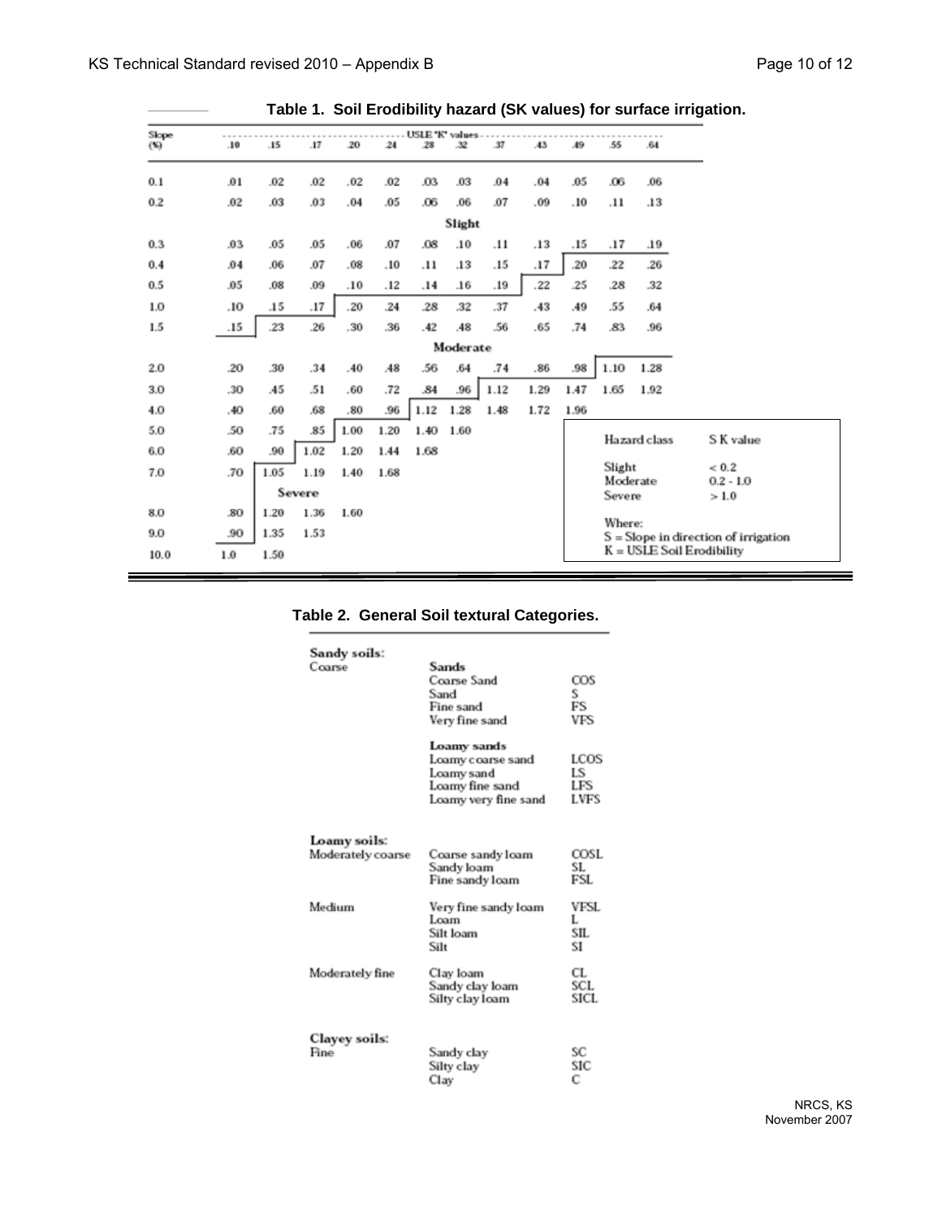**Table 1. Soil Erodibility hazard (SK values) for surface irrigation.**

| Slope (%) | USLE "K" values | | | | | | | | | | | |
|---|---|---|---|---|---|---|---|---|---|---|---|---|
| | .10 | .15 | .17 | .20 | .24 | .28 | .32 | .37 | .43 | .49 | .55 | .64 |
| 0.1 | .01 | .02 | .02 | .02 | .02 | .03 | .03 | .04 | .04 | .05 | .06 | .06 |
| 0.2 | .02 | .03 | .03 | .04 | .05 | .06 | .06 | .07 | .09 | .10 | .11 | .13 |
| | | | | | | | Slight | | | | | |
| 0.3 | .03 | .05 | .05 | .06 | .07 | .08 | .10 | .11 | .13 | .15 | .17 | .19 |
| 0.4 | .04 | .06 | .07 | .08 | .10 | .11 | .13 | .15 | .17 | .20 | .22 | .26 |
| 0.5 | .05 | .08 | .09 | .10 | .12 | .14 | .16 | .19 | .22 | .25 | .28 | .32 |
| 1.0 | .10 | .15 | .17 | .20 | .24 | .28 | .32 | .37 | .43 | .49 | .55 | .64 |
| 1.5 | .15 | .23 | .26 | .30 | .36 | .42 | .48 | .56 | .65 | .74 | .83 | .96 |
| | | | | | | | Moderate | | | | | |
| 2.0 | .20 | .30 | .34 | .40 | .48 | .56 | .64 | .74 | .86 | .98 | 1.10 | 1.28 |
| 3.0 | .30 | .45 | .51 | .60 | .72 | .84 | .96 | 1.12 | 1.29 | 1.47 | 1.65 | 1.92 |
| 4.0 | .40 | .60 | .68 | .80 | .96 | 1.12 | 1.28 | 1.48 | 1.72 | 1.96 | | |
| 5.0 | .50 | .75 | .85 | 1.00 | 1.20 | 1.40 | 1.60 | | | | | |
| 6.0 | .60 | .90 | 1.02 | 1.20 | 1.44 | 1.68 | | | | | | |
| 7.0 | .70 | 1.05 | 1.19 | 1.40 | 1.68 | | | | | | | |
| | | Severe | | | | | | | | | | |
| 8.0 | .80 | 1.20 | 1.36 | 1.60 | | | | | | | | |
| 9.0 | .90 | 1.35 | 1.53 | | | | | | | | | |
| 10.0 | 1.0 | 1.50 | | | | | | | | | | |

| Hazard class | S K value |
|---|---|
| Slight | < 0.2 |
| Moderate | 0.2 - 1.0 |
| Severe | > 1.0 |

Where:
S = Slope in direction of irrigation
K = USLE Soil Erodibility

**Table 2. General Soil textural Categories.**

| | | |
|---|---|---|
| **Sandy soils:** | | |
| Coarse | **Sands** | |
| | Coarse Sand | COS |
| | Sand | S |
| | Fine sand | FS |
| | Very fine sand | VFS |
| | **Loamy sands** | |
| | Loamy coarse sand | LCOS |
| | Loamy sand | LS |
| | Loamy fine sand | LFS |
| | Loamy very fine sand | LVFS |
| **Loamy soils:** | | |
| Moderately coarse | Coarse sandy loam | COSL |
| | Sandy loam | SL |
| | Fine sandy loam | FSL |
| Medium | Very fine sandy loam | VFSL |
| | Loam | L |
| | Silt loam | SIL |
| | Silt | SI |
| Moderately fine | Clay loam | CL |
| | Sandy clay loam | SCL |
| | Silty clay loam | SICL |
| **Clayey soils:** | | |
| Fine | Sandy clay | SC |
| | Silty clay | SIC |
| | Clay | C |

NRCS, KS
November 2007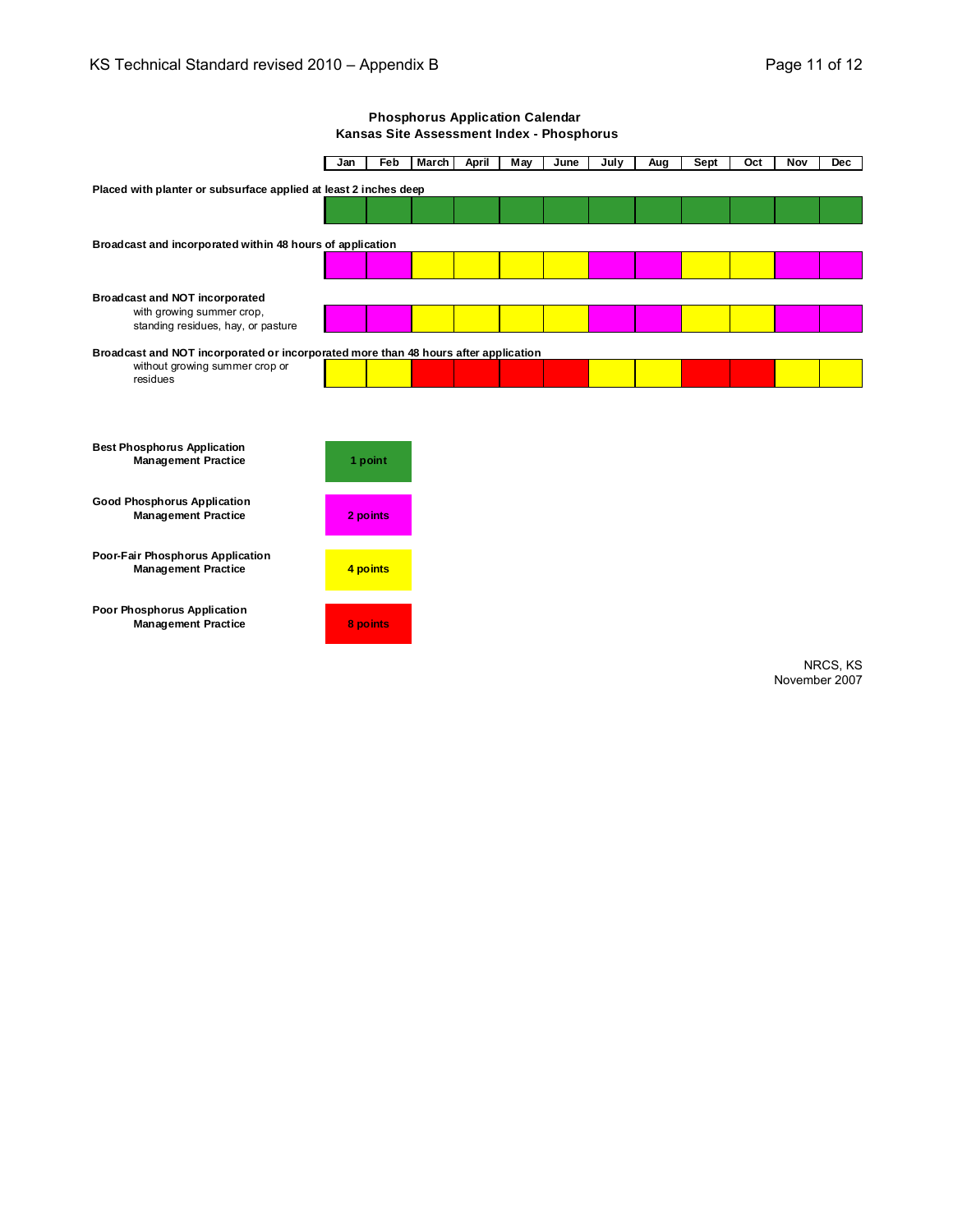**Phosphorus Application Calendar**
**Kansas Site Assessment Index - Phosphorus**

| Practice | Jan | Feb | March | April | May | June | July | Aug | Sept | Oct | Nov | Dec |
|---|---|---|---|---|---|---|---|---|---|---|---|---|
| **Placed with planter or subsurface applied at least 2 inches deep** | Green | Green | Green | Green | Green | Green | Green | Green | Green | Green | Green | Green |
| **Broadcast and incorporated within 48 hours of application** | Magenta | Magenta | Yellow | Yellow | Yellow | Yellow | Magenta | Magenta | Yellow | Yellow | Magenta | Magenta |
| **Broadcast and NOT incorporated** with growing summer crop, standing residues, hay, or pasture | Magenta | Magenta | Yellow | Yellow | Yellow | Yellow | Magenta | Magenta | Yellow | Yellow | Magenta | Magenta |
| **Broadcast and NOT incorporated or incorporated more than 48 hours after application** without growing summer crop or residues | Yellow | Yellow | Red | Red | Red | Red | Yellow | Yellow | Red | Red | Yellow | Yellow |

| Practice | Color | Points |
|---|---|---|
| **Best Phosphorus Application Management Practice** | Green | **1 point** |
| **Good Phosphorus Application Management Practice** | Magenta | **2 points** |
| **Poor-Fair Phosphorus Application Management Practice** | Yellow | **4 points** |
| **Poor Phosphorus Application Management Practice** | Red | **8 points** |

NRCS, KS
November 2007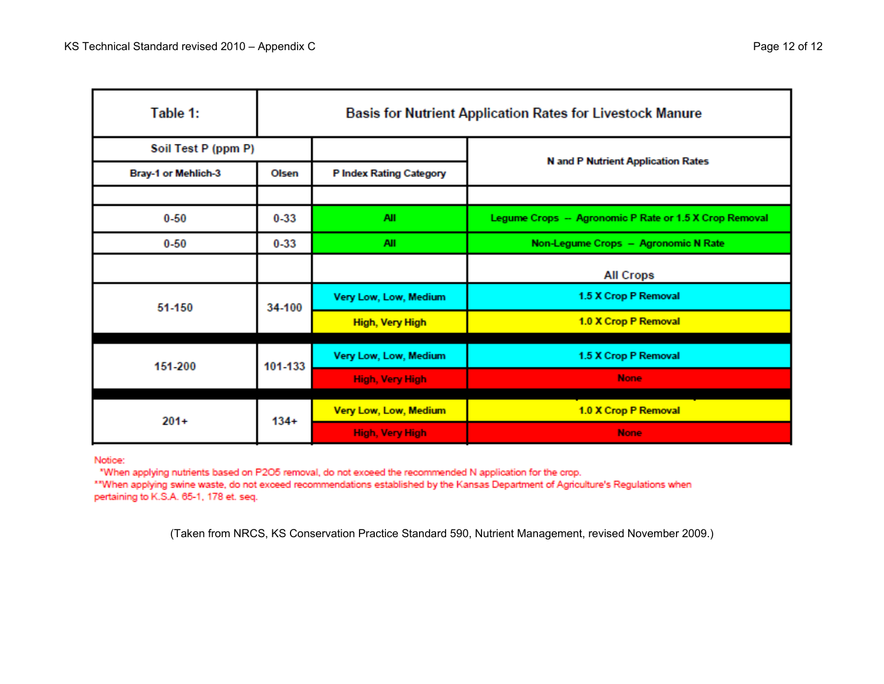| Table 1: | Basis for Nutrient Application Rates for Livestock Manure | | |
|---|---|---|---|
| Soil Test P (ppm P) | | | N and P Nutrient Application Rates |
| Bray-1 or Mehlich-3 | Olsen | P Index Rating Category | |
| | | | |
| 0-50 | 0-33 | All | Legume Crops – Agronomic P Rate or 1.5 X Crop Removal |
| 0-50 | 0-33 | All | Non-Legume Crops – Agronomic N Rate |
| | | | All Crops |
| 51-150 | 34-100 | Very Low, Low, Medium | 1.5 X Crop P Removal |
| | | High, Very High | 1.0 X Crop P Removal |
| 151-200 | 101-133 | Very Low, Low, Medium | 1.5 X Crop P Removal |
| | | High, Very High | None |
| 201+ | 134+ | Very Low, Low, Medium | 1.0 X Crop P Removal |
| | | High, Very High | None |

Notice:

*When applying nutrients based on P2O5 removal, do not exceed the recommended N application for the crop.

**When applying swine waste, do not exceed recommendations established by the Kansas Department of Agriculture's Regulations when pertaining to K.S.A. 65-1, 178 et. seq.

(Taken from NRCS, KS Conservation Practice Standard 590, Nutrient Management, revised November 2009.)